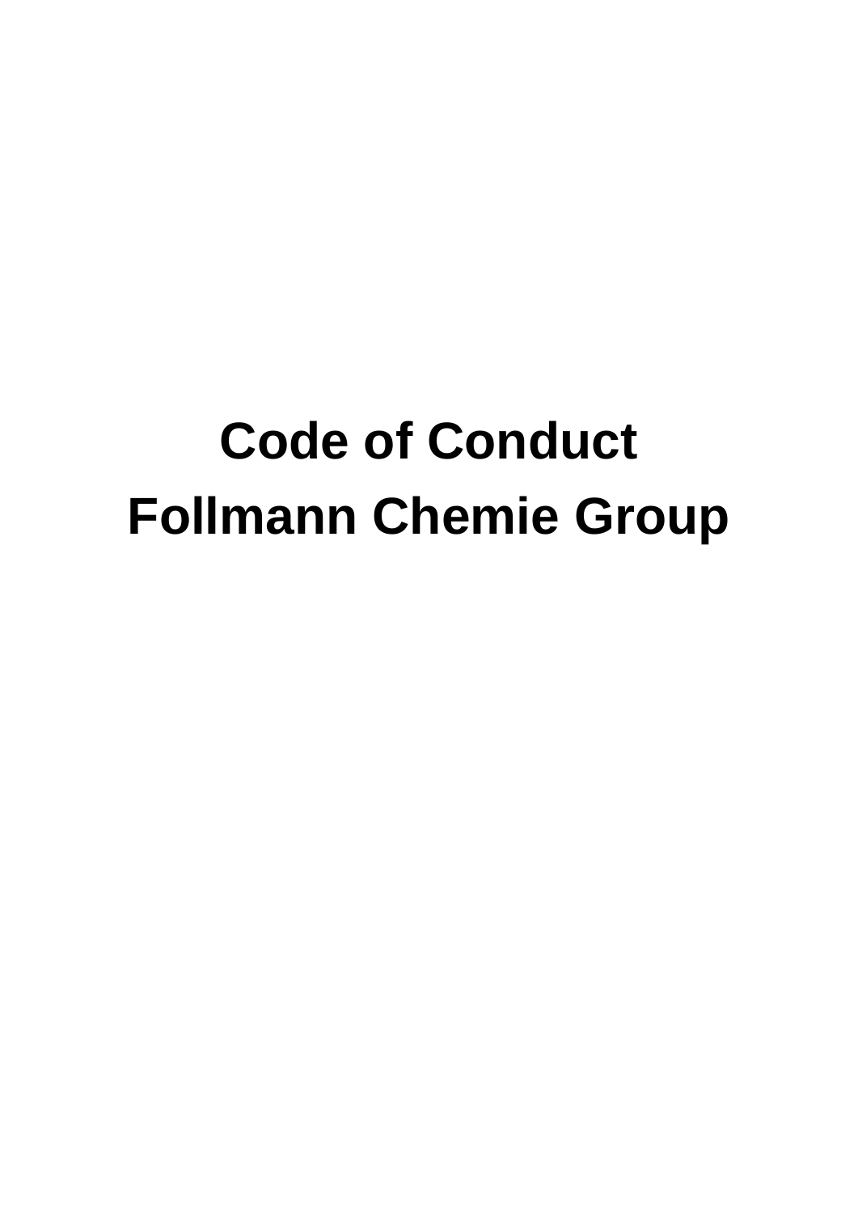# Code of Conduct
# Follmann Chemie Group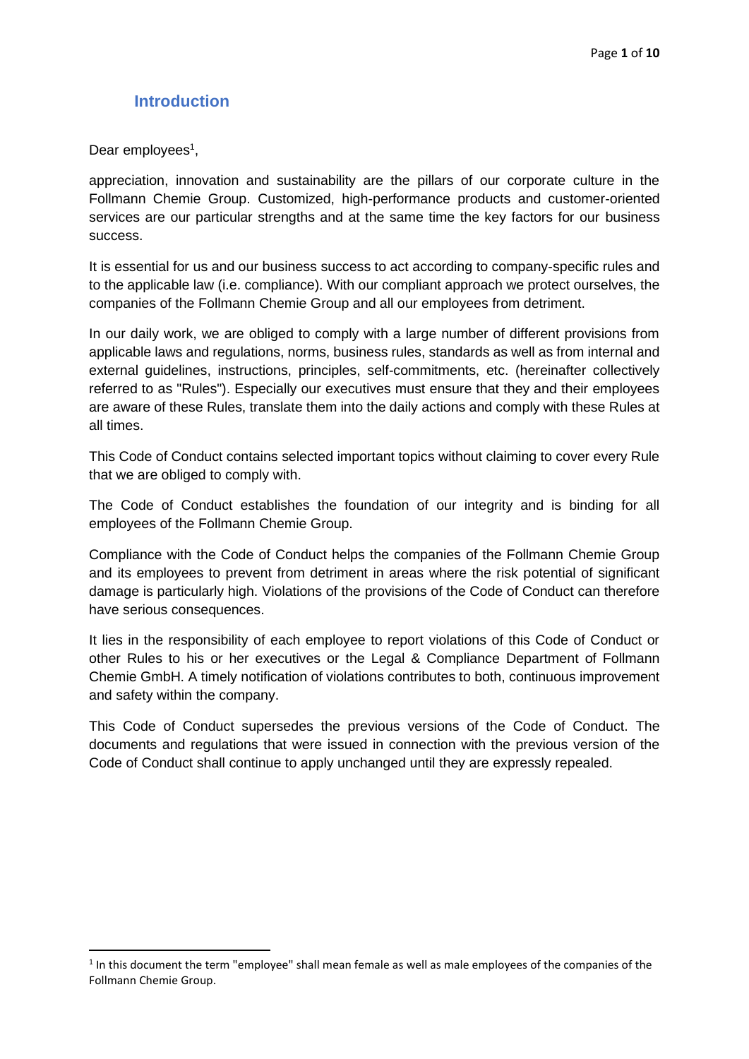## Introduction

Dear employees[1],

appreciation, innovation and sustainability are the pillars of our corporate culture in the Follmann Chemie Group. Customized, high-performance products and customer-oriented services are our particular strengths and at the same time the key factors for our business success.

It is essential for us and our business success to act according to company-specific rules and to the applicable law (i.e. compliance). With our compliant approach we protect ourselves, the companies of the Follmann Chemie Group and all our employees from detriment.

In our daily work, we are obliged to comply with a large number of different provisions from applicable laws and regulations, norms, business rules, standards as well as from internal and external guidelines, instructions, principles, self-commitments, etc. (hereinafter collectively referred to as "Rules"). Especially our executives must ensure that they and their employees are aware of these Rules, translate them into the daily actions and comply with these Rules at all times.

This Code of Conduct contains selected important topics without claiming to cover every Rule that we are obliged to comply with.

The Code of Conduct establishes the foundation of our integrity and is binding for all employees of the Follmann Chemie Group.

Compliance with the Code of Conduct helps the companies of the Follmann Chemie Group and its employees to prevent from detriment in areas where the risk potential of significant damage is particularly high. Violations of the provisions of the Code of Conduct can therefore have serious consequences.

It lies in the responsibility of each employee to report violations of this Code of Conduct or other Rules to his or her executives or the Legal & Compliance Department of Follmann Chemie GmbH. A timely notification of violations contributes to both, continuous improvement and safety within the company.

This Code of Conduct supersedes the previous versions of the Code of Conduct. The documents and regulations that were issued in connection with the previous version of the Code of Conduct shall continue to apply unchanged until they are expressly repealed.

---

[1] In this document the term "employee" shall mean female as well as male employees of the companies of the Follmann Chemie Group.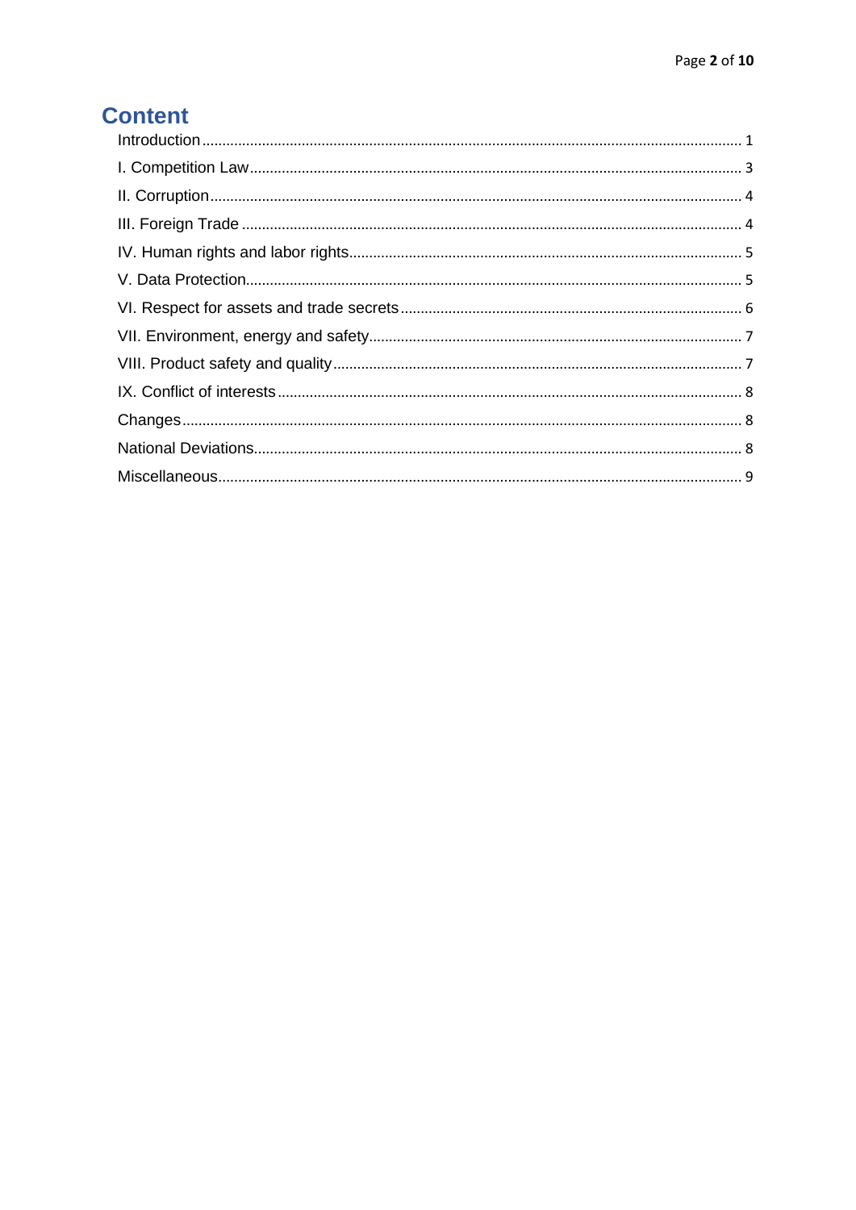# Content

- Introduction ... 1
- I. Competition Law ... 3
- II. Corruption ... 4
- III. Foreign Trade ... 4
- IV. Human rights and labor rights ... 5
- V. Data Protection ... 5
- VI. Respect for assets and trade secrets ... 6
- VII. Environment, energy and safety ... 7
- VIII. Product safety and quality ... 7
- IX. Conflict of interests ... 8
- Changes ... 8
- National Deviations ... 8
- Miscellaneous ... 9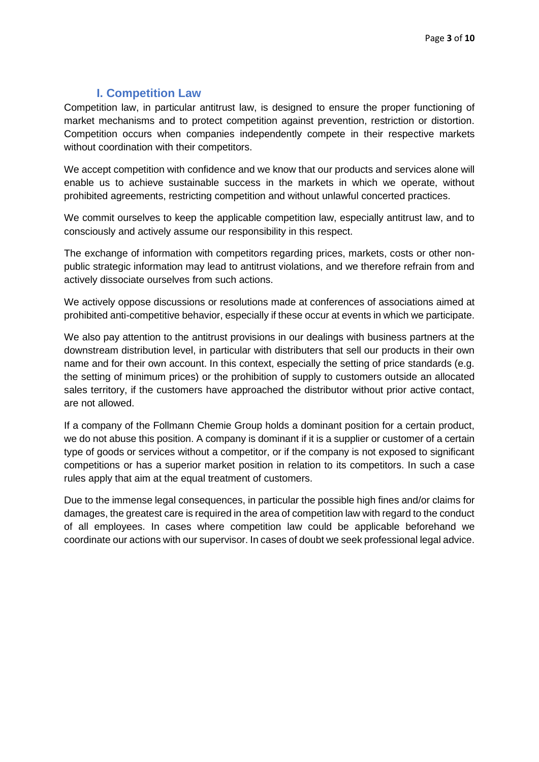## I. Competition Law

Competition law, in particular antitrust law, is designed to ensure the proper functioning of market mechanisms and to protect competition against prevention, restriction or distortion. Competition occurs when companies independently compete in their respective markets without coordination with their competitors.

We accept competition with confidence and we know that our products and services alone will enable us to achieve sustainable success in the markets in which we operate, without prohibited agreements, restricting competition and without unlawful concerted practices.

We commit ourselves to keep the applicable competition law, especially antitrust law, and to consciously and actively assume our responsibility in this respect.

The exchange of information with competitors regarding prices, markets, costs or other non-public strategic information may lead to antitrust violations, and we therefore refrain from and actively dissociate ourselves from such actions.

We actively oppose discussions or resolutions made at conferences of associations aimed at prohibited anti-competitive behavior, especially if these occur at events in which we participate.

We also pay attention to the antitrust provisions in our dealings with business partners at the downstream distribution level, in particular with distributers that sell our products in their own name and for their own account. In this context, especially the setting of price standards (e.g. the setting of minimum prices) or the prohibition of supply to customers outside an allocated sales territory, if the customers have approached the distributor without prior active contact, are not allowed.

If a company of the Follmann Chemie Group holds a dominant position for a certain product, we do not abuse this position. A company is dominant if it is a supplier or customer of a certain type of goods or services without a competitor, or if the company is not exposed to significant competitions or has a superior market position in relation to its competitors. In such a case rules apply that aim at the equal treatment of customers.

Due to the immense legal consequences, in particular the possible high fines and/or claims for damages, the greatest care is required in the area of competition law with regard to the conduct of all employees. In cases where competition law could be applicable beforehand we coordinate our actions with our supervisor. In cases of doubt we seek professional legal advice.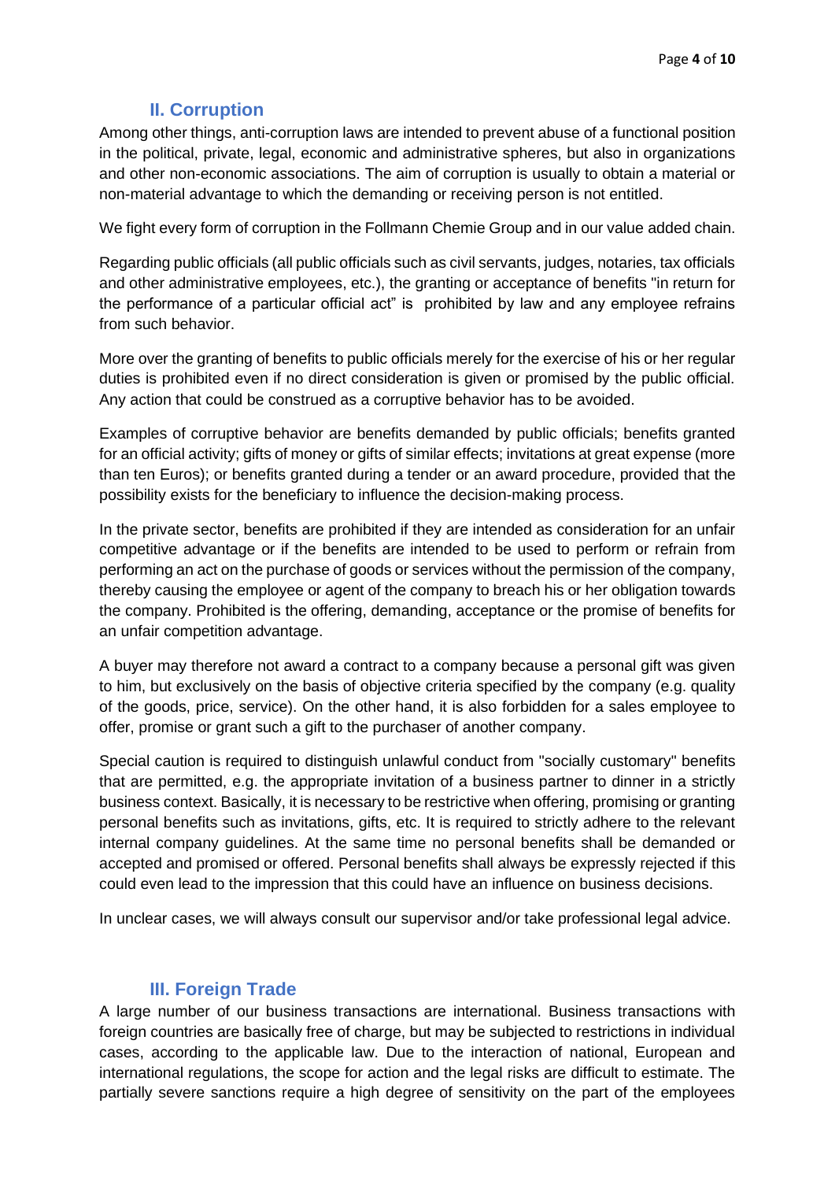## II. Corruption

Among other things, anti-corruption laws are intended to prevent abuse of a functional position in the political, private, legal, economic and administrative spheres, but also in organizations and other non-economic associations. The aim of corruption is usually to obtain a material or non-material advantage to which the demanding or receiving person is not entitled.

We fight every form of corruption in the Follmann Chemie Group and in our value added chain.

Regarding public officials (all public officials such as civil servants, judges, notaries, tax officials and other administrative employees, etc.), the granting or acceptance of benefits "in return for the performance of a particular official act" is prohibited by law and any employee refrains from such behavior.

More over the granting of benefits to public officials merely for the exercise of his or her regular duties is prohibited even if no direct consideration is given or promised by the public official. Any action that could be construed as a corruptive behavior has to be avoided.

Examples of corruptive behavior are benefits demanded by public officials; benefits granted for an official activity; gifts of money or gifts of similar effects; invitations at great expense (more than ten Euros); or benefits granted during a tender or an award procedure, provided that the possibility exists for the beneficiary to influence the decision-making process.

In the private sector, benefits are prohibited if they are intended as consideration for an unfair competitive advantage or if the benefits are intended to be used to perform or refrain from performing an act on the purchase of goods or services without the permission of the company, thereby causing the employee or agent of the company to breach his or her obligation towards the company. Prohibited is the offering, demanding, acceptance or the promise of benefits for an unfair competition advantage.

A buyer may therefore not award a contract to a company because a personal gift was given to him, but exclusively on the basis of objective criteria specified by the company (e.g. quality of the goods, price, service). On the other hand, it is also forbidden for a sales employee to offer, promise or grant such a gift to the purchaser of another company.

Special caution is required to distinguish unlawful conduct from "socially customary" benefits that are permitted, e.g. the appropriate invitation of a business partner to dinner in a strictly business context. Basically, it is necessary to be restrictive when offering, promising or granting personal benefits such as invitations, gifts, etc. It is required to strictly adhere to the relevant internal company guidelines. At the same time no personal benefits shall be demanded or accepted and promised or offered. Personal benefits shall always be expressly rejected if this could even lead to the impression that this could have an influence on business decisions.

In unclear cases, we will always consult our supervisor and/or take professional legal advice.

## III. Foreign Trade

A large number of our business transactions are international. Business transactions with foreign countries are basically free of charge, but may be subjected to restrictions in individual cases, according to the applicable law. Due to the interaction of national, European and international regulations, the scope for action and the legal risks are difficult to estimate. The partially severe sanctions require a high degree of sensitivity on the part of the employees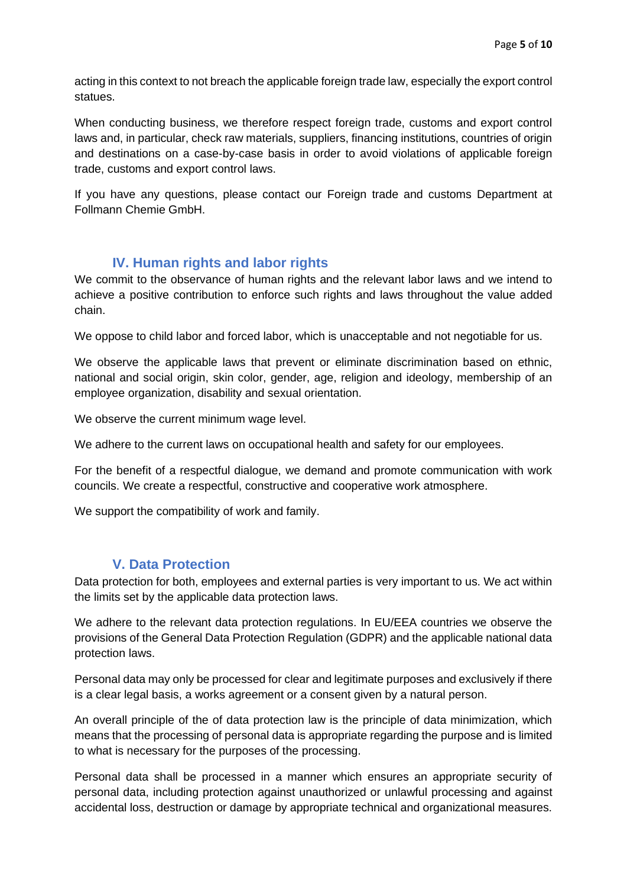acting in this context to not breach the applicable foreign trade law, especially the export control statues.

When conducting business, we therefore respect foreign trade, customs and export control laws and, in particular, check raw materials, suppliers, financing institutions, countries of origin and destinations on a case-by-case basis in order to avoid violations of applicable foreign trade, customs and export control laws.

If you have any questions, please contact our Foreign trade and customs Department at Follmann Chemie GmbH.

## IV. Human rights and labor rights

We commit to the observance of human rights and the relevant labor laws and we intend to achieve a positive contribution to enforce such rights and laws throughout the value added chain.

We oppose to child labor and forced labor, which is unacceptable and not negotiable for us.

We observe the applicable laws that prevent or eliminate discrimination based on ethnic, national and social origin, skin color, gender, age, religion and ideology, membership of an employee organization, disability and sexual orientation.

We observe the current minimum wage level.

We adhere to the current laws on occupational health and safety for our employees.

For the benefit of a respectful dialogue, we demand and promote communication with work councils. We create a respectful, constructive and cooperative work atmosphere.

We support the compatibility of work and family.

## V. Data Protection

Data protection for both, employees and external parties is very important to us. We act within the limits set by the applicable data protection laws.

We adhere to the relevant data protection regulations. In EU/EEA countries we observe the provisions of the General Data Protection Regulation (GDPR) and the applicable national data protection laws.

Personal data may only be processed for clear and legitimate purposes and exclusively if there is a clear legal basis, a works agreement or a consent given by a natural person.

An overall principle of the of data protection law is the principle of data minimization, which means that the processing of personal data is appropriate regarding the purpose and is limited to what is necessary for the purposes of the processing.

Personal data shall be processed in a manner which ensures an appropriate security of personal data, including protection against unauthorized or unlawful processing and against accidental loss, destruction or damage by appropriate technical and organizational measures.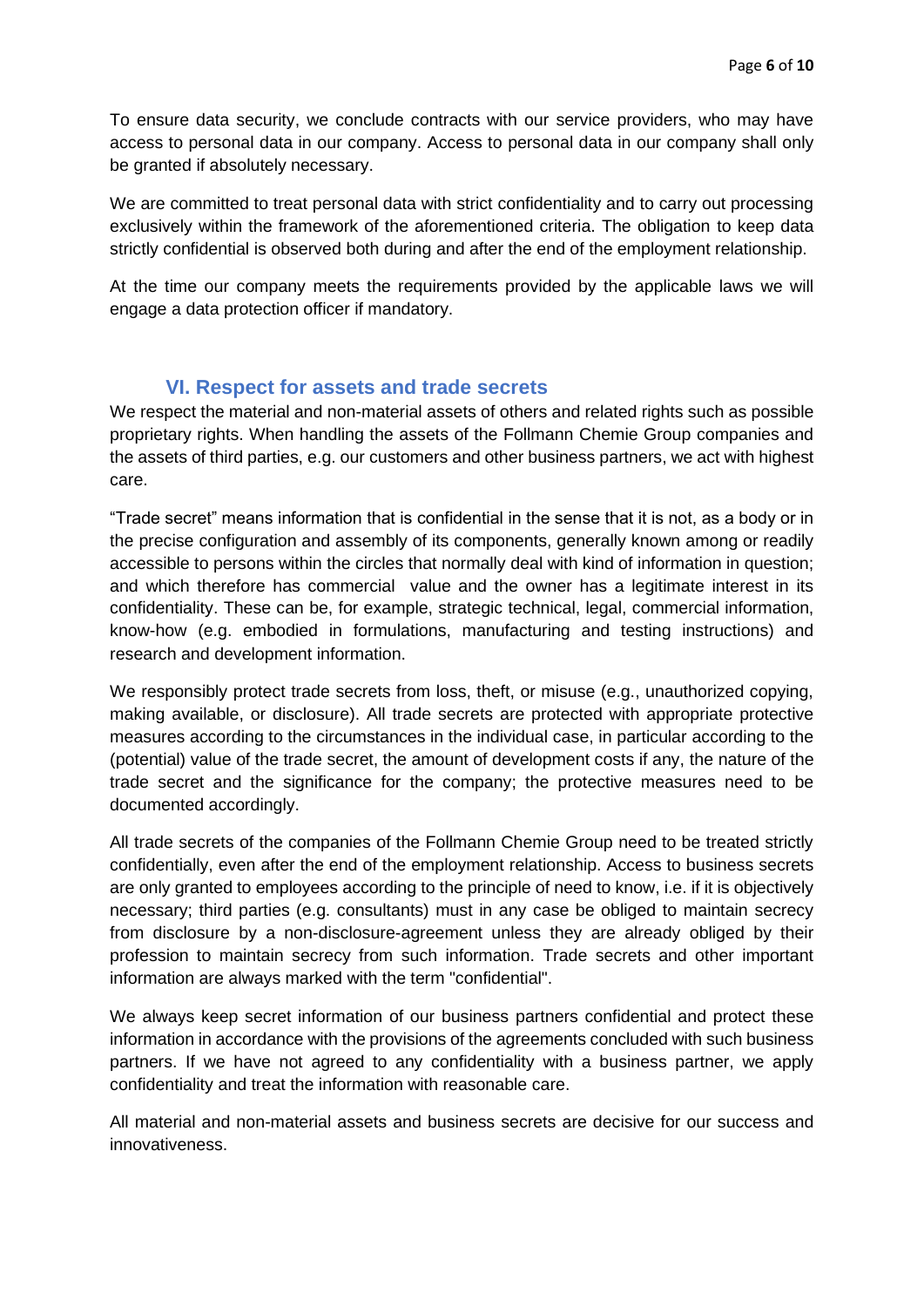To ensure data security, we conclude contracts with our service providers, who may have access to personal data in our company. Access to personal data in our company shall only be granted if absolutely necessary.

We are committed to treat personal data with strict confidentiality and to carry out processing exclusively within the framework of the aforementioned criteria. The obligation to keep data strictly confidential is observed both during and after the end of the employment relationship.

At the time our company meets the requirements provided by the applicable laws we will engage a data protection officer if mandatory.

## VI. Respect for assets and trade secrets

We respect the material and non-material assets of others and related rights such as possible proprietary rights. When handling the assets of the Follmann Chemie Group companies and the assets of third parties, e.g. our customers and other business partners, we act with highest care.

"Trade secret" means information that is confidential in the sense that it is not, as a body or in the precise configuration and assembly of its components, generally known among or readily accessible to persons within the circles that normally deal with kind of information in question; and which therefore has commercial value and the owner has a legitimate interest in its confidentiality. These can be, for example, strategic technical, legal, commercial information, know-how (e.g. embodied in formulations, manufacturing and testing instructions) and research and development information.

We responsibly protect trade secrets from loss, theft, or misuse (e.g., unauthorized copying, making available, or disclosure). All trade secrets are protected with appropriate protective measures according to the circumstances in the individual case, in particular according to the (potential) value of the trade secret, the amount of development costs if any, the nature of the trade secret and the significance for the company; the protective measures need to be documented accordingly.

All trade secrets of the companies of the Follmann Chemie Group need to be treated strictly confidentially, even after the end of the employment relationship. Access to business secrets are only granted to employees according to the principle of need to know, i.e. if it is objectively necessary; third parties (e.g. consultants) must in any case be obliged to maintain secrecy from disclosure by a non-disclosure-agreement unless they are already obliged by their profession to maintain secrecy from such information. Trade secrets and other important information are always marked with the term "confidential".

We always keep secret information of our business partners confidential and protect these information in accordance with the provisions of the agreements concluded with such business partners. If we have not agreed to any confidentiality with a business partner, we apply confidentiality and treat the information with reasonable care.

All material and non-material assets and business secrets are decisive for our success and innovativeness.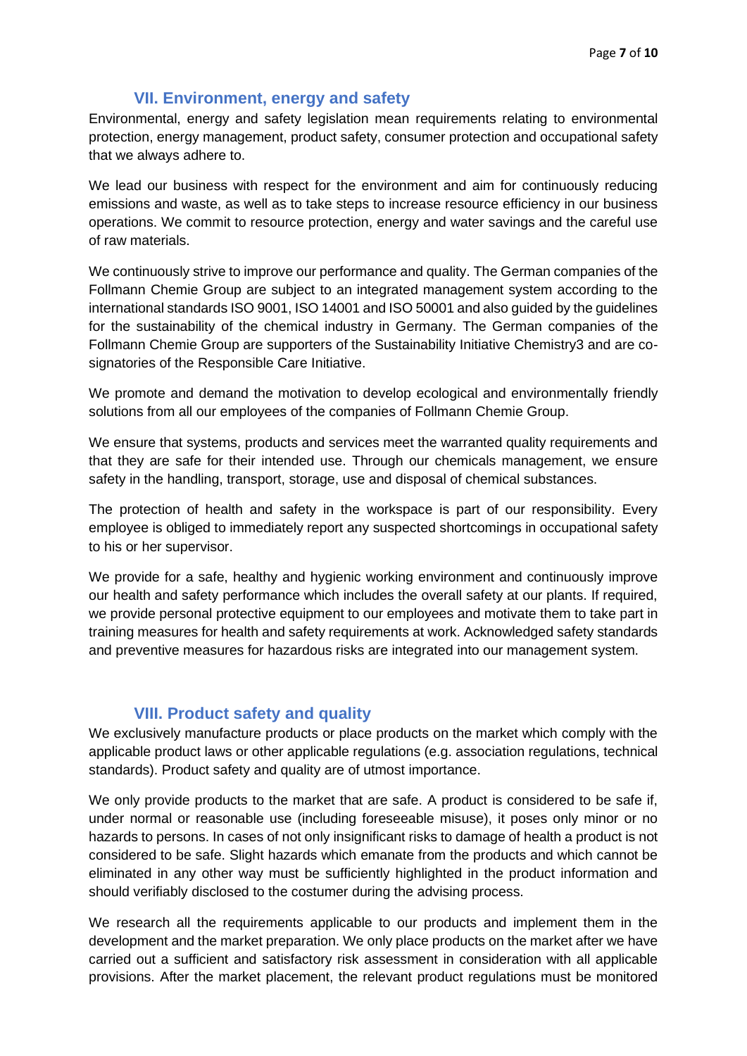## VII. Environment, energy and safety

Environmental, energy and safety legislation mean requirements relating to environmental protection, energy management, product safety, consumer protection and occupational safety that we always adhere to.

We lead our business with respect for the environment and aim for continuously reducing emissions and waste, as well as to take steps to increase resource efficiency in our business operations. We commit to resource protection, energy and water savings and the careful use of raw materials.

We continuously strive to improve our performance and quality. The German companies of the Follmann Chemie Group are subject to an integrated management system according to the international standards ISO 9001, ISO 14001 and ISO 50001 and also guided by the guidelines for the sustainability of the chemical industry in Germany. The German companies of the Follmann Chemie Group are supporters of the Sustainability Initiative Chemistry3 and are co-signatories of the Responsible Care Initiative.

We promote and demand the motivation to develop ecological and environmentally friendly solutions from all our employees of the companies of Follmann Chemie Group.

We ensure that systems, products and services meet the warranted quality requirements and that they are safe for their intended use. Through our chemicals management, we ensure safety in the handling, transport, storage, use and disposal of chemical substances.

The protection of health and safety in the workspace is part of our responsibility. Every employee is obliged to immediately report any suspected shortcomings in occupational safety to his or her supervisor.

We provide for a safe, healthy and hygienic working environment and continuously improve our health and safety performance which includes the overall safety at our plants. If required, we provide personal protective equipment to our employees and motivate them to take part in training measures for health and safety requirements at work. Acknowledged safety standards and preventive measures for hazardous risks are integrated into our management system.

## VIII. Product safety and quality

We exclusively manufacture products or place products on the market which comply with the applicable product laws or other applicable regulations (e.g. association regulations, technical standards). Product safety and quality are of utmost importance.

We only provide products to the market that are safe. A product is considered to be safe if, under normal or reasonable use (including foreseeable misuse), it poses only minor or no hazards to persons. In cases of not only insignificant risks to damage of health a product is not considered to be safe. Slight hazards which emanate from the products and which cannot be eliminated in any other way must be sufficiently highlighted in the product information and should verifiably disclosed to the costumer during the advising process.

We research all the requirements applicable to our products and implement them in the development and the market preparation. We only place products on the market after we have carried out a sufficient and satisfactory risk assessment in consideration with all applicable provisions. After the market placement, the relevant product regulations must be monitored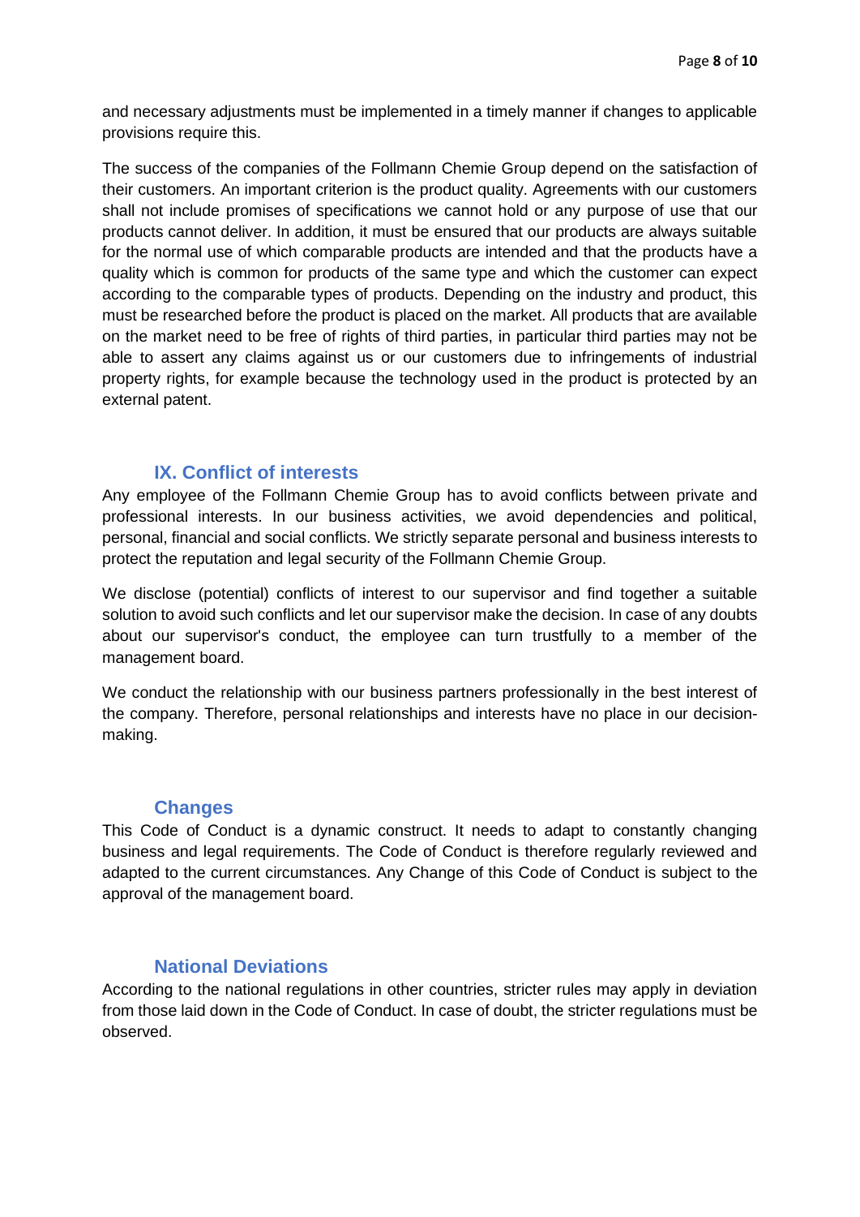and necessary adjustments must be implemented in a timely manner if changes to applicable provisions require this.

The success of the companies of the Follmann Chemie Group depend on the satisfaction of their customers. An important criterion is the product quality. Agreements with our customers shall not include promises of specifications we cannot hold or any purpose of use that our products cannot deliver. In addition, it must be ensured that our products are always suitable for the normal use of which comparable products are intended and that the products have a quality which is common for products of the same type and which the customer can expect according to the comparable types of products. Depending on the industry and product, this must be researched before the product is placed on the market. All products that are available on the market need to be free of rights of third parties, in particular third parties may not be able to assert any claims against us or our customers due to infringements of industrial property rights, for example because the technology used in the product is protected by an external patent.

## IX. Conflict of interests

Any employee of the Follmann Chemie Group has to avoid conflicts between private and professional interests. In our business activities, we avoid dependencies and political, personal, financial and social conflicts. We strictly separate personal and business interests to protect the reputation and legal security of the Follmann Chemie Group.

We disclose (potential) conflicts of interest to our supervisor and find together a suitable solution to avoid such conflicts and let our supervisor make the decision. In case of any doubts about our supervisor's conduct, the employee can turn trustfully to a member of the management board.

We conduct the relationship with our business partners professionally in the best interest of the company. Therefore, personal relationships and interests have no place in our decision-making.

## Changes

This Code of Conduct is a dynamic construct. It needs to adapt to constantly changing business and legal requirements. The Code of Conduct is therefore regularly reviewed and adapted to the current circumstances. Any Change of this Code of Conduct is subject to the approval of the management board.

## National Deviations

According to the national regulations in other countries, stricter rules may apply in deviation from those laid down in the Code of Conduct. In case of doubt, the stricter regulations must be observed.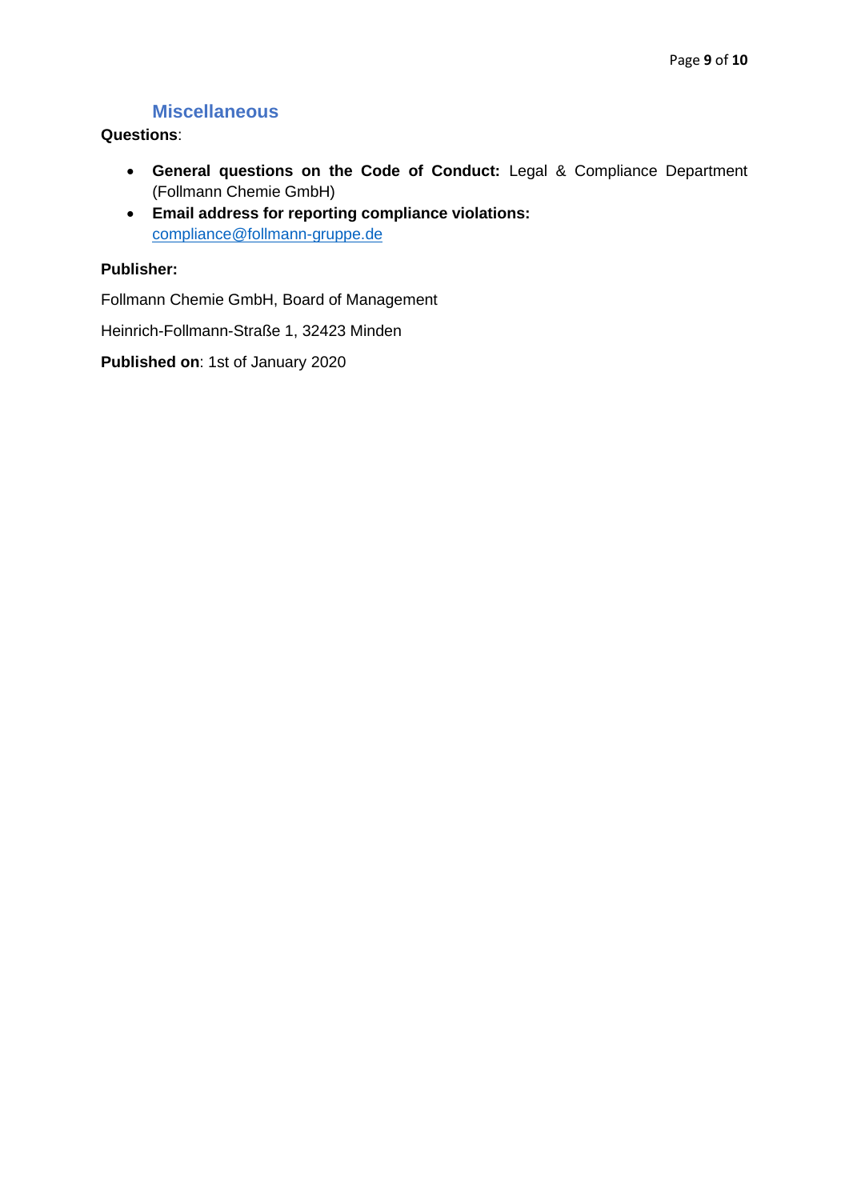## Miscellaneous

**Questions**:

- **General questions on the Code of Conduct:** Legal & Compliance Department (Follmann Chemie GmbH)
- **Email address for reporting compliance violations:** compliance@follmann-gruppe.de

**Publisher:**

Follmann Chemie GmbH, Board of Management

Heinrich-Follmann-Straße 1, 32423 Minden

**Published on**: 1st of January 2020